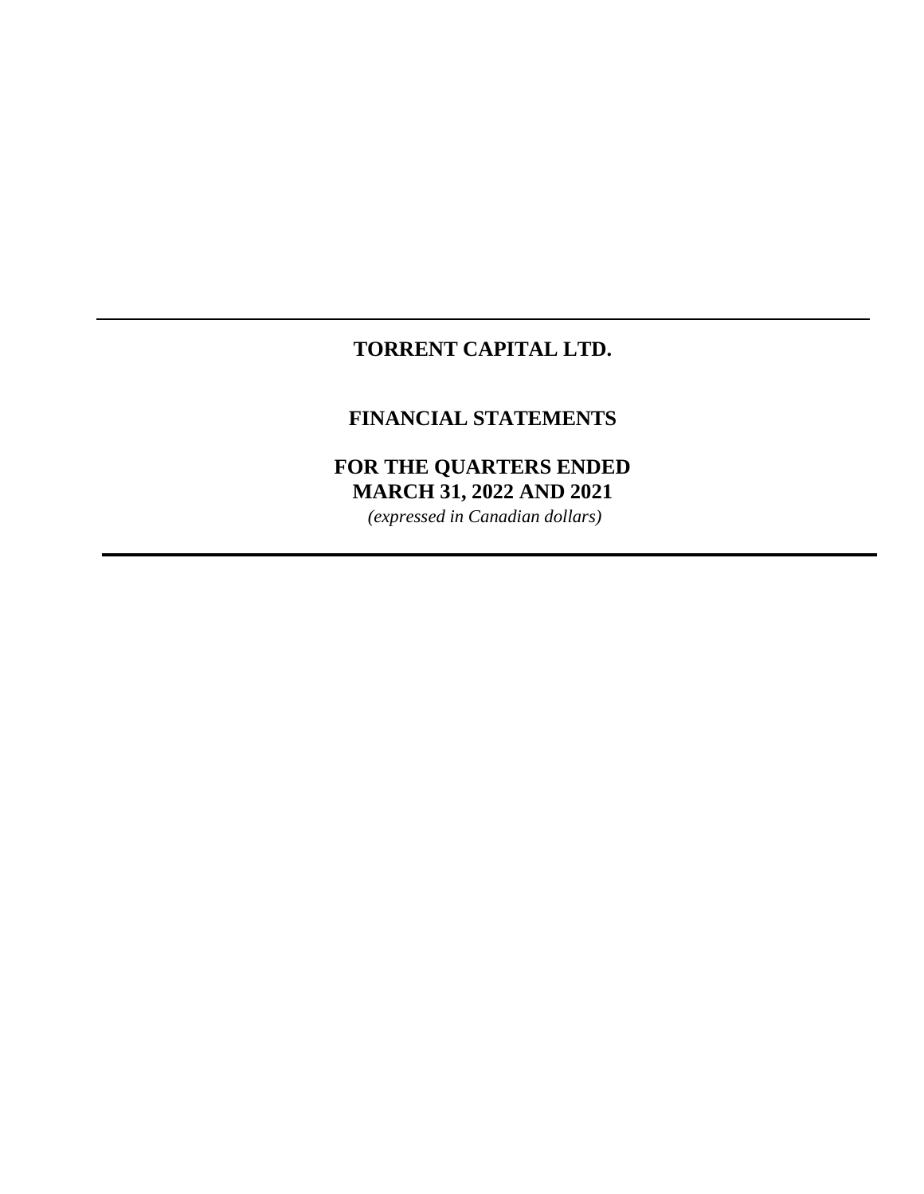# TORRENT CAPITAL LTD.

## FINANCIAL STATEMENTS

## FOR THE QUARTERS ENDED MARCH 31, 2022 AND 2021

*(expressed in Canadian dollars)*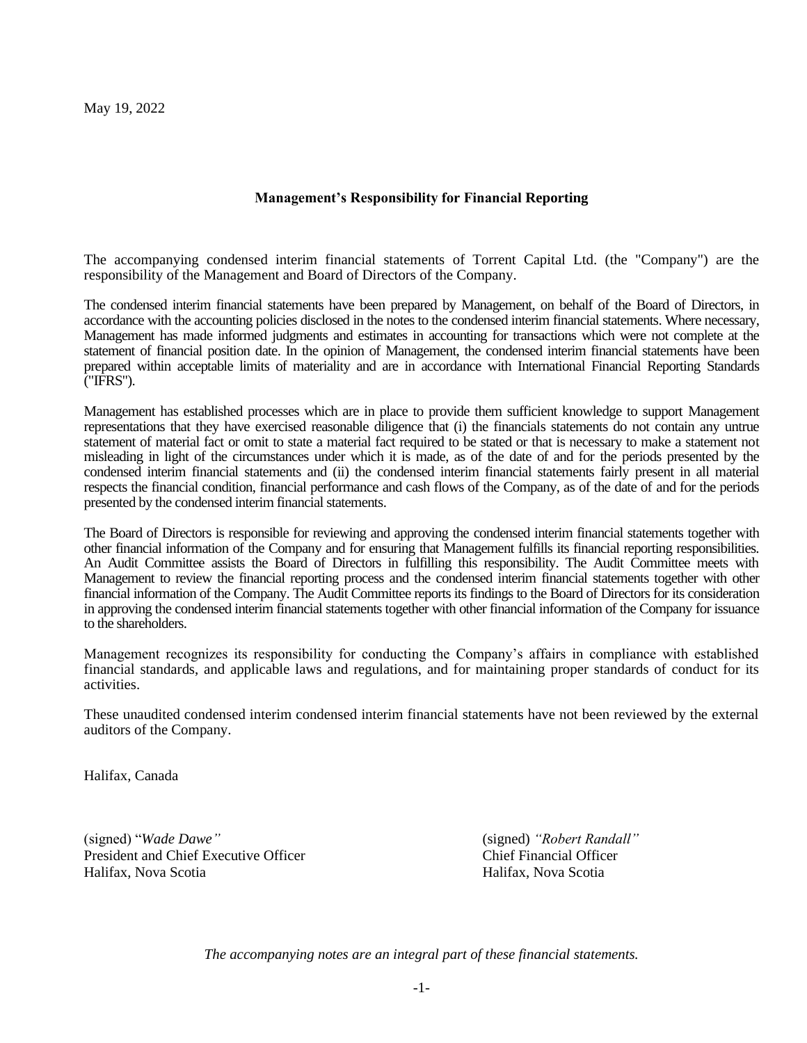May 19, 2022

## Management's Responsibility for Financial Reporting

The accompanying condensed interim financial statements of Torrent Capital Ltd. (the "Company") are the responsibility of the Management and Board of Directors of the Company.

The condensed interim financial statements have been prepared by Management, on behalf of the Board of Directors, in accordance with the accounting policies disclosed in the notes to the condensed interim financial statements. Where necessary, Management has made informed judgments and estimates in accounting for transactions which were not complete at the statement of financial position date. In the opinion of Management, the condensed interim financial statements have been prepared within acceptable limits of materiality and are in accordance with International Financial Reporting Standards ("IFRS").

Management has established processes which are in place to provide them sufficient knowledge to support Management representations that they have exercised reasonable diligence that (i) the financials statements do not contain any untrue statement of material fact or omit to state a material fact required to be stated or that is necessary to make a statement not misleading in light of the circumstances under which it is made, as of the date of and for the periods presented by the condensed interim financial statements and (ii) the condensed interim financial statements fairly present in all material respects the financial condition, financial performance and cash flows of the Company, as of the date of and for the periods presented by the condensed interim financial statements.

The Board of Directors is responsible for reviewing and approving the condensed interim financial statements together with other financial information of the Company and for ensuring that Management fulfills its financial reporting responsibilities. An Audit Committee assists the Board of Directors in fulfilling this responsibility. The Audit Committee meets with Management to review the financial reporting process and the condensed interim financial statements together with other financial information of the Company. The Audit Committee reports its findings to the Board of Directors for its consideration in approving the condensed interim financial statements together with other financial information of the Company for issuance to the shareholders.

Management recognizes its responsibility for conducting the Company's affairs in compliance with established financial standards, and applicable laws and regulations, and for maintaining proper standards of conduct for its activities.

These unaudited condensed interim condensed interim financial statements have not been reviewed by the external auditors of the Company.

Halifax, Canada

(signed) "*Wade Dawe*"
President and Chief Executive Officer
Halifax, Nova Scotia

(signed) *"Robert Randall"*
Chief Financial Officer
Halifax, Nova Scotia

*The accompanying notes are an integral part of these financial statements.*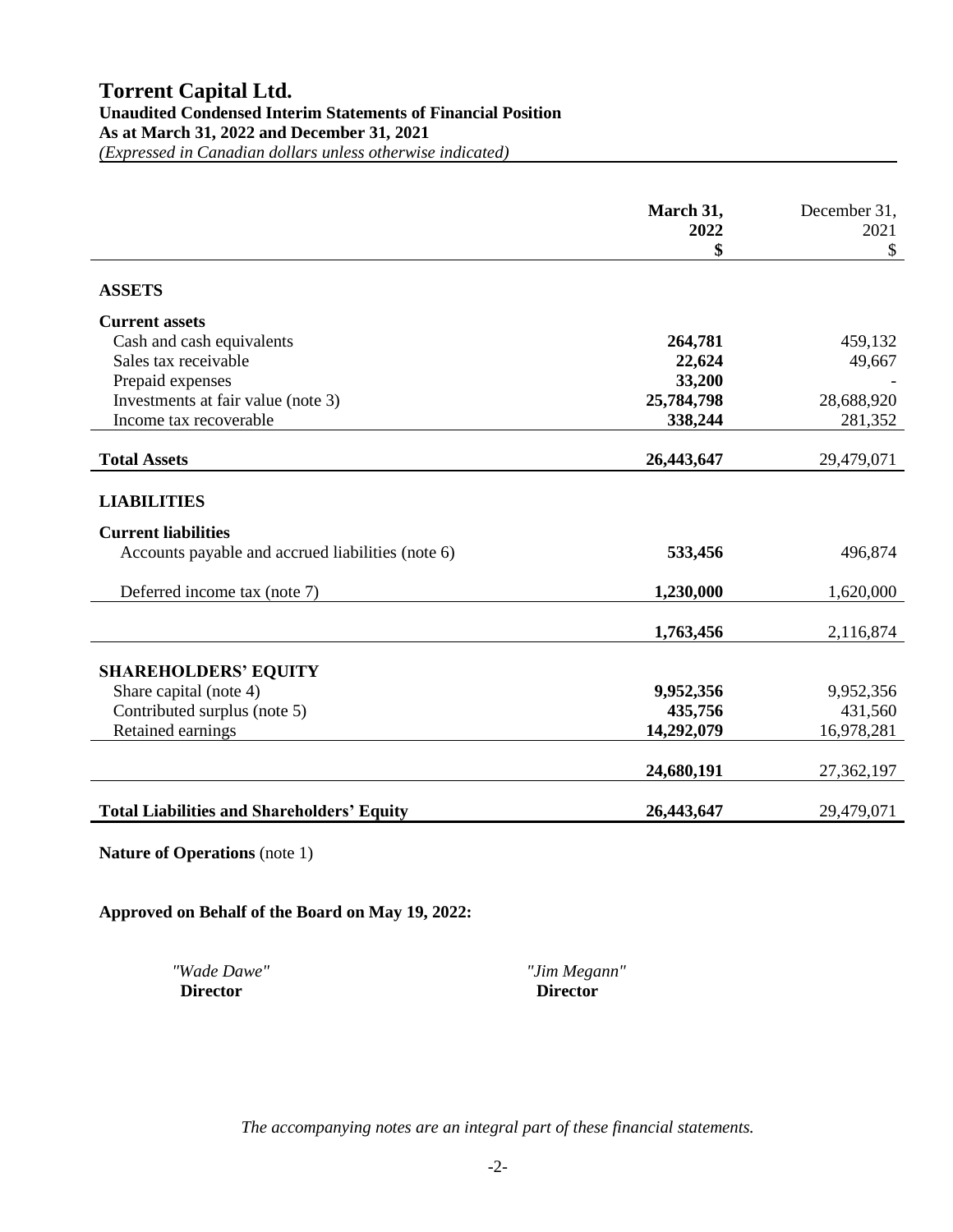# Torrent Capital Ltd.

**Unaudited Condensed Interim Statements of Financial Position**
**As at March 31, 2022 and December 31, 2021**
*(Expressed in Canadian dollars unless otherwise indicated)*

| | March 31, 2022 $ | December 31, 2021 $ |
|---|---|---|
| **ASSETS** | | |
| **Current assets** | | |
| Cash and cash equivalents | **264,781** | 459,132 |
| Sales tax receivable | **22,624** | 49,667 |
| Prepaid expenses | **33,200** | - |
| Investments at fair value (note 3) | **25,784,798** | 28,688,920 |
| Income tax recoverable | **338,244** | 281,352 |
| **Total Assets** | **26,443,647** | 29,479,071 |
| **LIABILITIES** | | |
| **Current liabilities** | | |
| Accounts payable and accrued liabilities (note 6) | **533,456** | 496,874 |
| Deferred income tax (note 7) | **1,230,000** | 1,620,000 |
| | **1,763,456** | 2,116,874 |
| **SHAREHOLDERS' EQUITY** | | |
| Share capital (note 4) | **9,952,356** | 9,952,356 |
| Contributed surplus (note 5) | **435,756** | 431,560 |
| Retained earnings | **14,292,079** | 16,978,281 |
| | **24,680,191** | 27,362,197 |
| **Total Liabilities and Shareholders' Equity** | **26,443,647** | 29,479,071 |

**Nature of Operations** (note 1)

**Approved on Behalf of the Board on May 19, 2022:**

*"Wade Dawe"*
**Director**

*"Jim Megann"*
**Director**

*The accompanying notes are an integral part of these financial statements.*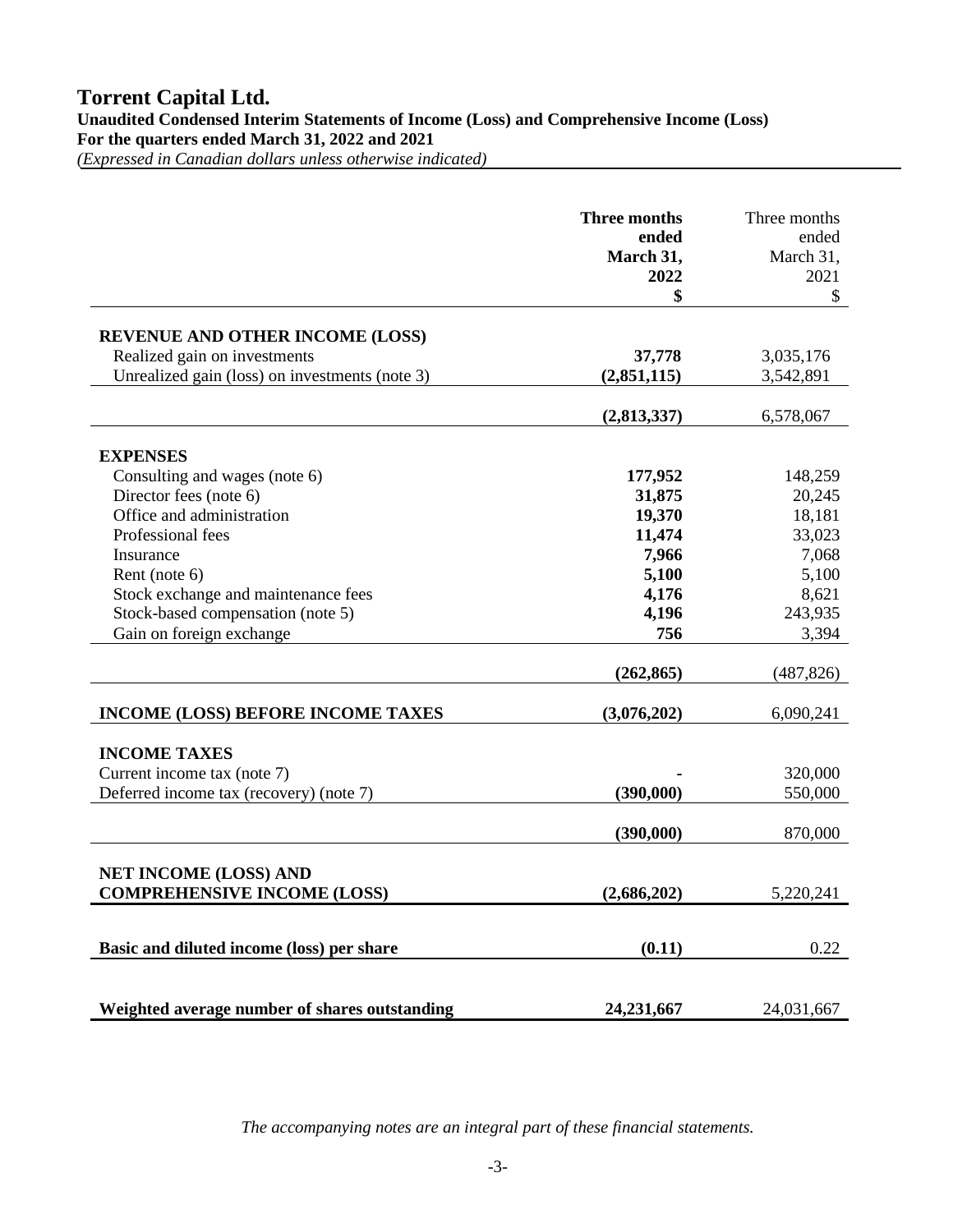# Torrent Capital Ltd.

**Unaudited Condensed Interim Statements of Income (Loss) and Comprehensive Income (Loss)**
**For the quarters ended March 31, 2022 and 2021**
*(Expressed in Canadian dollars unless otherwise indicated)*

| | **Three months ended March 31, 2022 $** | Three months ended March 31, 2021 $ |
|---|---|---|
| **REVENUE AND OTHER INCOME (LOSS)** | | |
| Realized gain on investments | **37,778** | 3,035,176 |
| Unrealized gain (loss) on investments (note 3) | **(2,851,115)** | 3,542,891 |
| | **(2,813,337)** | 6,578,067 |
| **EXPENSES** | | |
| Consulting and wages (note 6) | **177,952** | 148,259 |
| Director fees (note 6) | **31,875** | 20,245 |
| Office and administration | **19,370** | 18,181 |
| Professional fees | **11,474** | 33,023 |
| Insurance | **7,966** | 7,068 |
| Rent (note 6) | **5,100** | 5,100 |
| Stock exchange and maintenance fees | **4,176** | 8,621 |
| Stock-based compensation (note 5) | **4,196** | 243,935 |
| Gain on foreign exchange | **756** | 3,394 |
| | **(262,865)** | (487,826) |
| **INCOME (LOSS) BEFORE INCOME TAXES** | **(3,076,202)** | 6,090,241 |
| **INCOME TAXES** | | |
| Current income tax (note 7) | **-** | 320,000 |
| Deferred income tax (recovery) (note 7) | **(390,000)** | 550,000 |
| | **(390,000)** | 870,000 |
| **NET INCOME (LOSS) AND COMPREHENSIVE INCOME (LOSS)** | **(2,686,202)** | 5,220,241 |
| **Basic and diluted income (loss) per share** | **(0.11)** | 0.22 |
| **Weighted average number of shares outstanding** | **24,231,667** | 24,031,667 |

*The accompanying notes are an integral part of these financial statements.*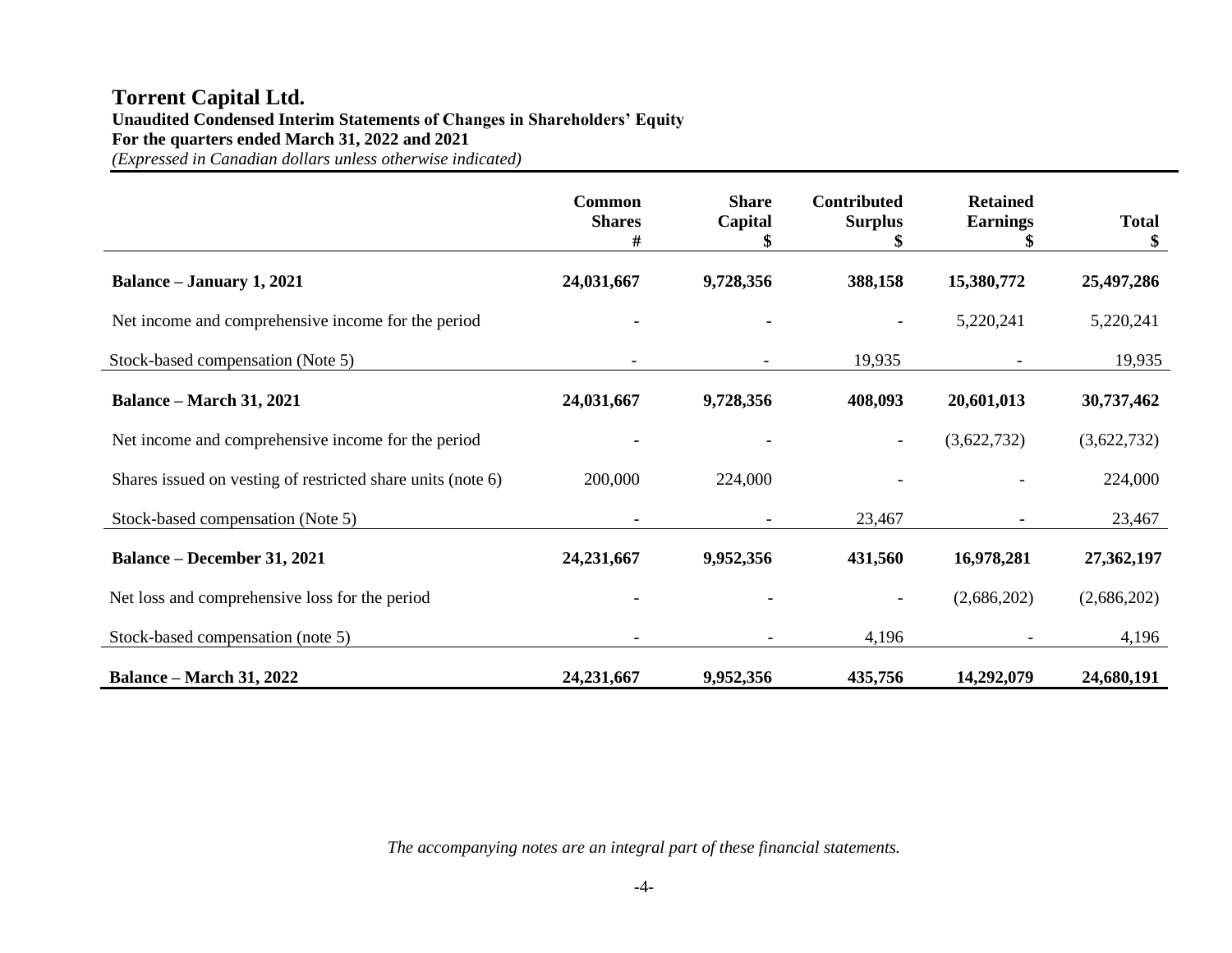# Torrent Capital Ltd.

**Unaudited Condensed Interim Statements of Changes in Shareholders' Equity**
**For the quarters ended March 31, 2022 and 2021**
*(Expressed in Canadian dollars unless otherwise indicated)*

| | Common Shares # | Share Capital $ | Contributed Surplus $ | Retained Earnings $ | Total $ |
|---|---|---|---|---|---|
| **Balance – January 1, 2021** | **24,031,667** | **9,728,356** | **388,158** | **15,380,772** | **25,497,286** |
| Net income and comprehensive income for the period | - | - | - | 5,220,241 | 5,220,241 |
| Stock-based compensation (Note 5) | - | - | 19,935 | - | 19,935 |
| **Balance – March 31, 2021** | **24,031,667** | **9,728,356** | **408,093** | **20,601,013** | **30,737,462** |
| Net income and comprehensive income for the period | - | - | - | (3,622,732) | (3,622,732) |
| Shares issued on vesting of restricted share units (note 6) | 200,000 | 224,000 | - | - | 224,000 |
| Stock-based compensation (Note 5) | - | - | 23,467 | - | 23,467 |
| **Balance – December 31, 2021** | **24,231,667** | **9,952,356** | **431,560** | **16,978,281** | **27,362,197** |
| Net loss and comprehensive loss for the period | - | - | - | (2,686,202) | (2,686,202) |
| Stock-based compensation (note 5) | - | - | 4,196 | - | 4,196 |
| **Balance – March 31, 2022** | **24,231,667** | **9,952,356** | **435,756** | **14,292,079** | **24,680,191** |

*The accompanying notes are an integral part of these financial statements.*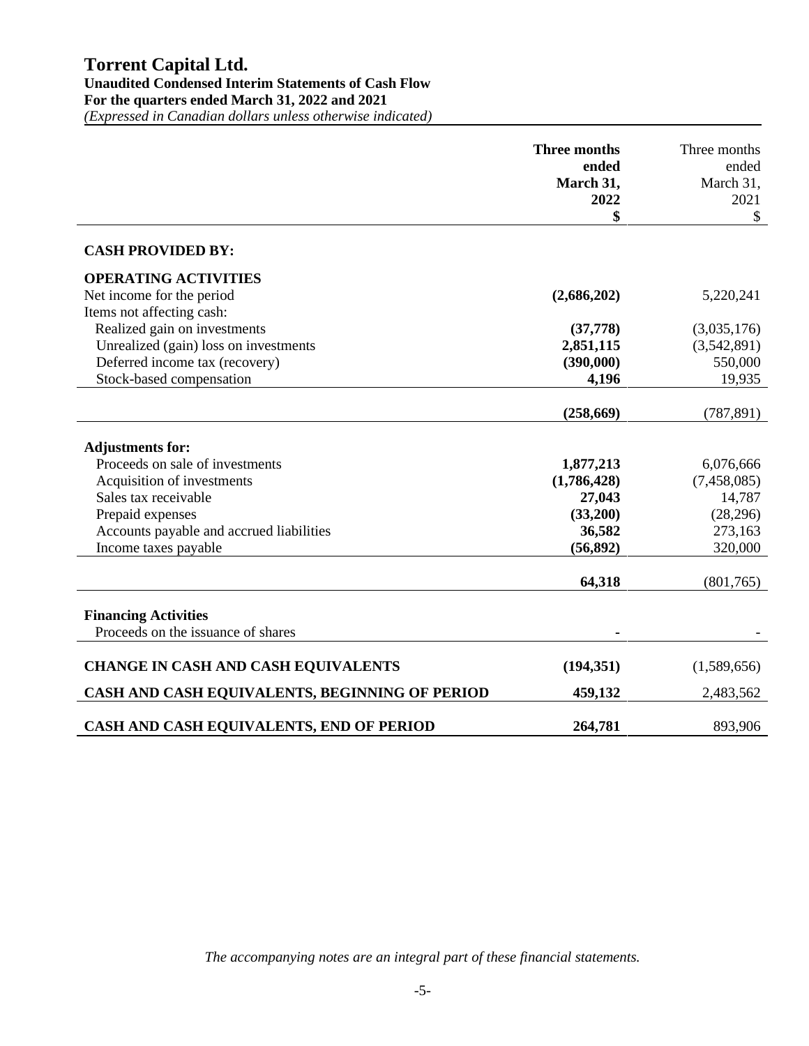# Torrent Capital Ltd.

**Unaudited Condensed Interim Statements of Cash Flow**
**For the quarters ended March 31, 2022 and 2021**
*(Expressed in Canadian dollars unless otherwise indicated)*

| | **Three months ended March 31, 2022** | Three months ended March 31, 2021 |
|---|---|---|
| | **$** | $ |
| **CASH PROVIDED BY:** | | |
| **OPERATING ACTIVITIES** | | |
| Net income for the period | **(2,686,202)** | 5,220,241 |
| Items not affecting cash: | | |
| Realized gain on investments | **(37,778)** | (3,035,176) |
| Unrealized (gain) loss on investments | **2,851,115** | (3,542,891) |
| Deferred income tax (recovery) | **(390,000)** | 550,000 |
| Stock-based compensation | **4,196** | 19,935 |
| | **(258,669)** | (787,891) |
| **Adjustments for:** | | |
| Proceeds on sale of investments | **1,877,213** | 6,076,666 |
| Acquisition of investments | **(1,786,428)** | (7,458,085) |
| Sales tax receivable | **27,043** | 14,787 |
| Prepaid expenses | **(33,200)** | (28,296) |
| Accounts payable and accrued liabilities | **36,582** | 273,163 |
| Income taxes payable | **(56,892)** | 320,000 |
| | **64,318** | (801,765) |
| **Financing Activities** | | |
| Proceeds on the issuance of shares | **-** | - |
| **CHANGE IN CASH AND CASH EQUIVALENTS** | **(194,351)** | (1,589,656) |
| **CASH AND CASH EQUIVALENTS, BEGINNING OF PERIOD** | **459,132** | 2,483,562 |
| **CASH AND CASH EQUIVALENTS, END OF PERIOD** | **264,781** | 893,906 |

*The accompanying notes are an integral part of these financial statements.*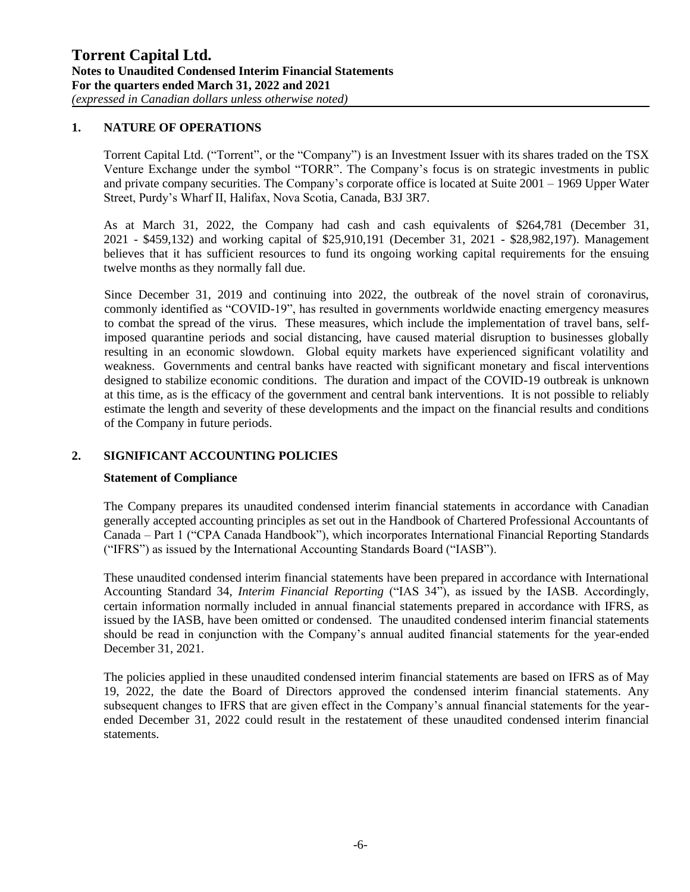## 1. NATURE OF OPERATIONS

Torrent Capital Ltd. ("Torrent", or the "Company") is an Investment Issuer with its shares traded on the TSX Venture Exchange under the symbol "TORR". The Company's focus is on strategic investments in public and private company securities. The Company's corporate office is located at Suite 2001 – 1969 Upper Water Street, Purdy's Wharf II, Halifax, Nova Scotia, Canada, B3J 3R7.

As at March 31, 2022, the Company had cash and cash equivalents of $264,781 (December 31, 2021 - $459,132) and working capital of $25,910,191 (December 31, 2021 - $28,982,197). Management believes that it has sufficient resources to fund its ongoing working capital requirements for the ensuing twelve months as they normally fall due.

Since December 31, 2019 and continuing into 2022, the outbreak of the novel strain of coronavirus, commonly identified as "COVID-19", has resulted in governments worldwide enacting emergency measures to combat the spread of the virus. These measures, which include the implementation of travel bans, self-imposed quarantine periods and social distancing, have caused material disruption to businesses globally resulting in an economic slowdown. Global equity markets have experienced significant volatility and weakness. Governments and central banks have reacted with significant monetary and fiscal interventions designed to stabilize economic conditions. The duration and impact of the COVID-19 outbreak is unknown at this time, as is the efficacy of the government and central bank interventions. It is not possible to reliably estimate the length and severity of these developments and the impact on the financial results and conditions of the Company in future periods.

## 2. SIGNIFICANT ACCOUNTING POLICIES

### Statement of Compliance

The Company prepares its unaudited condensed interim financial statements in accordance with Canadian generally accepted accounting principles as set out in the Handbook of Chartered Professional Accountants of Canada – Part 1 ("CPA Canada Handbook"), which incorporates International Financial Reporting Standards ("IFRS") as issued by the International Accounting Standards Board ("IASB").

These unaudited condensed interim financial statements have been prepared in accordance with International Accounting Standard 34, *Interim Financial Reporting* ("IAS 34"), as issued by the IASB. Accordingly, certain information normally included in annual financial statements prepared in accordance with IFRS, as issued by the IASB, have been omitted or condensed. The unaudited condensed interim financial statements should be read in conjunction with the Company's annual audited financial statements for the year-ended December 31, 2021.

The policies applied in these unaudited condensed interim financial statements are based on IFRS as of May 19, 2022, the date the Board of Directors approved the condensed interim financial statements. Any subsequent changes to IFRS that are given effect in the Company's annual financial statements for the year-ended December 31, 2022 could result in the restatement of these unaudited condensed interim financial statements.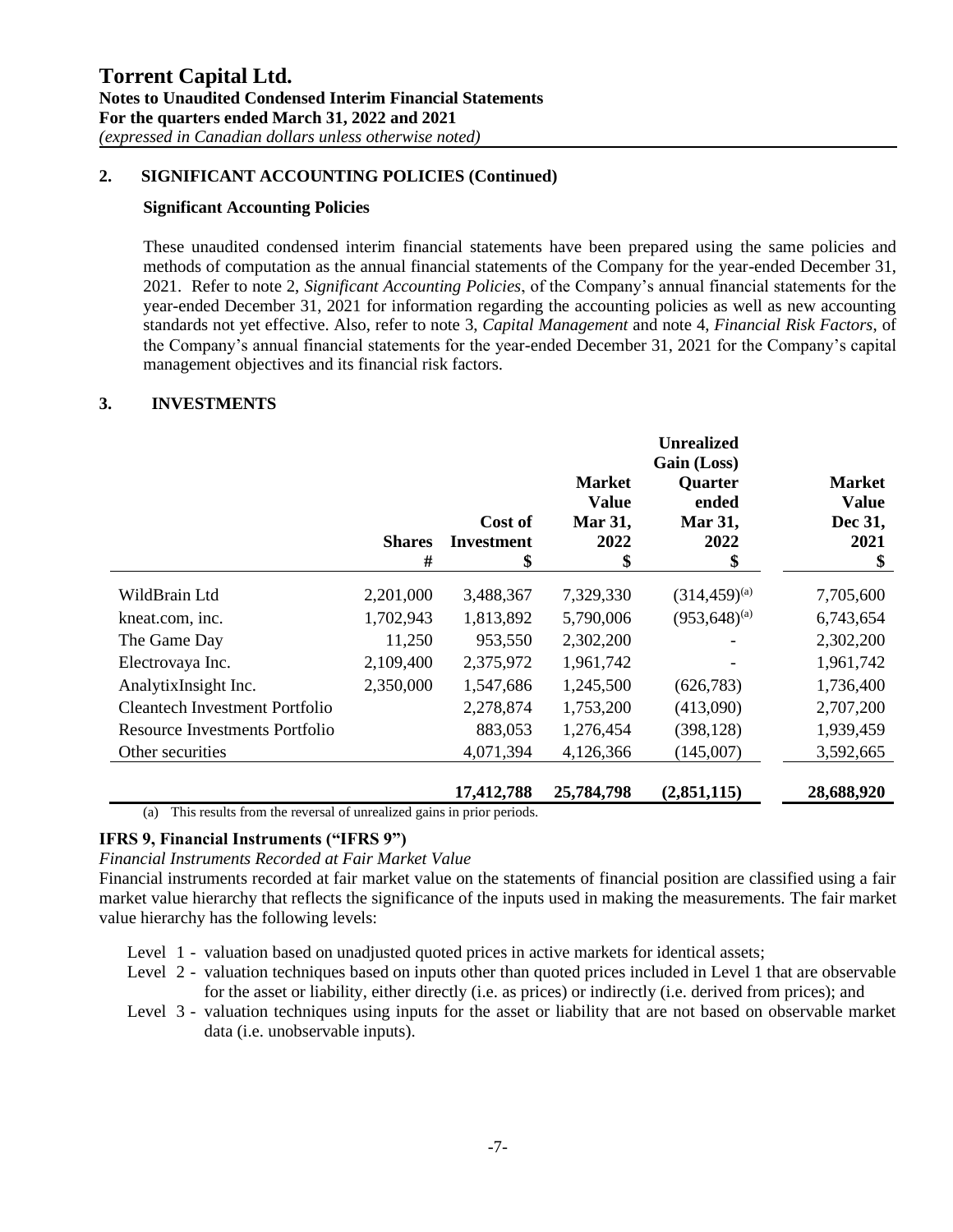## 2. SIGNIFICANT ACCOUNTING POLICIES (Continued)

### Significant Accounting Policies

These unaudited condensed interim financial statements have been prepared using the same policies and methods of computation as the annual financial statements of the Company for the year-ended December 31, 2021. Refer to note 2, *Significant Accounting Policies*, of the Company's annual financial statements for the year-ended December 31, 2021 for information regarding the accounting policies as well as new accounting standards not yet effective. Also, refer to note 3, *Capital Management* and note 4, *Financial Risk Factors*, of the Company's annual financial statements for the year-ended December 31, 2021 for the Company's capital management objectives and its financial risk factors.

## 3. INVESTMENTS

| | Shares # | Cost of Investment $ | Market Value Mar 31, 2022 $ | Unrealized Gain (Loss) Quarter ended Mar 31, 2022 $ | Market Value Dec 31, 2021 $ |
|---|---|---|---|---|---|
| WildBrain Ltd | 2,201,000 | 3,488,367 | 7,329,330 | (314,459)[(a)] | 7,705,600 |
| kneat.com, inc. | 1,702,943 | 1,813,892 | 5,790,006 | (953,648)[(a)] | 6,743,654 |
| The Game Day | 11,250 | 953,550 | 2,302,200 | - | 2,302,200 |
| Electrovaya Inc. | 2,109,400 | 2,375,972 | 1,961,742 | - | 1,961,742 |
| AnalytixInsight Inc. | 2,350,000 | 1,547,686 | 1,245,500 | (626,783) | 1,736,400 |
| Cleantech Investment Portfolio | | 2,278,874 | 1,753,200 | (413,090) | 2,707,200 |
| Resource Investments Portfolio | | 883,053 | 1,276,454 | (398,128) | 1,939,459 |
| Other securities | | 4,071,394 | 4,126,366 | (145,007) | 3,592,665 |
| | | **17,412,788** | **25,784,798** | **(2,851,115)** | **28,688,920** |

(a) This results from the reversal of unrealized gains in prior periods.

### IFRS 9, Financial Instruments ("IFRS 9")

*Financial Instruments Recorded at Fair Market Value*

Financial instruments recorded at fair market value on the statements of financial position are classified using a fair market value hierarchy that reflects the significance of the inputs used in making the measurements. The fair market value hierarchy has the following levels:

- Level 1 - valuation based on unadjusted quoted prices in active markets for identical assets;
- Level 2 - valuation techniques based on inputs other than quoted prices included in Level 1 that are observable for the asset or liability, either directly (i.e. as prices) or indirectly (i.e. derived from prices); and
- Level 3 - valuation techniques using inputs for the asset or liability that are not based on observable market data (i.e. unobservable inputs).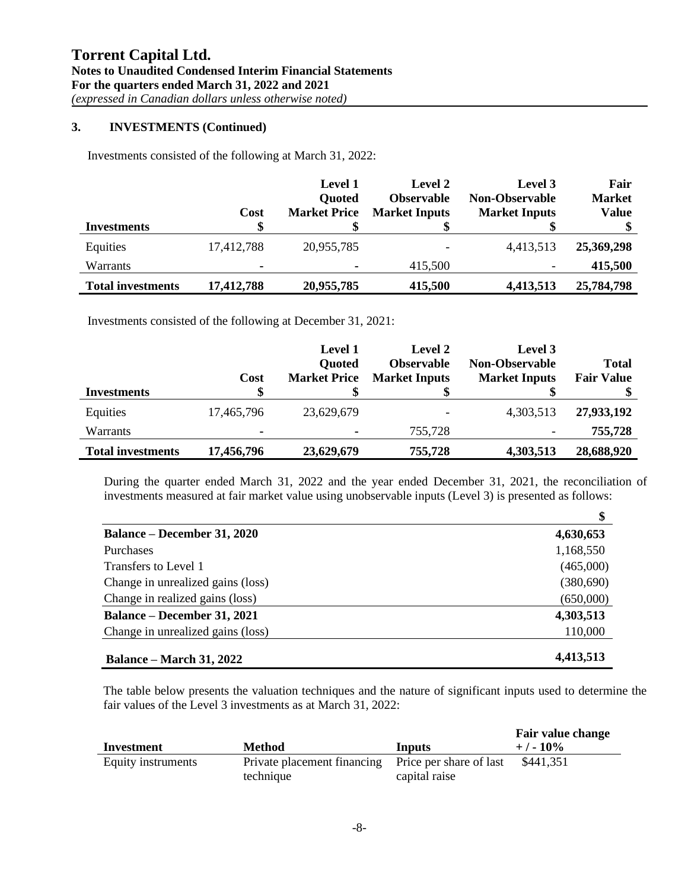## 3. INVESTMENTS (Continued)

Investments consisted of the following at March 31, 2022:

| Investments | Cost<br>$ | Level 1<br>Quoted<br>Market Price<br>$ | Level 2<br>Observable<br>Market Inputs<br>$ | Level 3<br>Non-Observable<br>Market Inputs<br>$ | Fair<br>Market<br>Value<br>$ |
|---|---|---|---|---|---|
| Equities | 17,412,788 | 20,955,785 | - | 4,413,513 | **25,369,298** |
| Warrants | - | - | 415,500 | - | **415,500** |
| **Total investments** | **17,412,788** | **20,955,785** | **415,500** | **4,413,513** | **25,784,798** |

Investments consisted of the following at December 31, 2021:

| Investments | Cost<br>$ | Level 1<br>Quoted<br>Market Price<br>$ | Level 2<br>Observable<br>Market Inputs<br>$ | Level 3<br>Non-Observable<br>Market Inputs<br>$ | Total<br>Fair Value<br>$ |
|---|---|---|---|---|---|
| Equities | 17,465,796 | 23,629,679 | - | 4,303,513 | **27,933,192** |
| Warrants | - | - | 755,728 | - | **755,728** |
| **Total investments** | **17,456,796** | **23,629,679** | **755,728** | **4,303,513** | **28,688,920** |

During the quarter ended March 31, 2022 and the year ended December 31, 2021, the reconciliation of investments measured at fair market value using unobservable inputs (Level 3) is presented as follows:

| | $ |
|---|---|
| **Balance – December 31, 2020** | **4,630,653** |
| Purchases | 1,168,550 |
| Transfers to Level 1 | (465,000) |
| Change in unrealized gains (loss) | (380,690) |
| Change in realized gains (loss) | (650,000) |
| **Balance – December 31, 2021** | **4,303,513** |
| Change in unrealized gains (loss) | 110,000 |
| **Balance – March 31, 2022** | **4,413,513** |

The table below presents the valuation techniques and the nature of significant inputs used to determine the fair values of the Level 3 investments as at March 31, 2022:

| Investment | Method | Inputs | Fair value change + / - 10% |
|---|---|---|---|
| Equity instruments | Private placement financing technique | Price per share of last capital raise | $441,351 |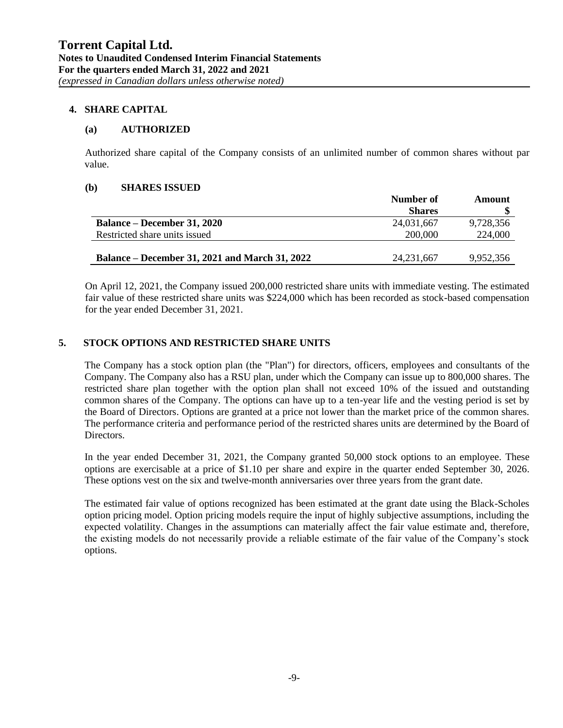## 4. SHARE CAPITAL

### (a) AUTHORIZED

Authorized share capital of the Company consists of an unlimited number of common shares without par value.

### (b) SHARES ISSUED

| | Number of Shares | Amount $ |
|---|---|---|
| **Balance – December 31, 2020** | 24,031,667 | 9,728,356 |
| Restricted share units issued | 200,000 | 224,000 |
| **Balance – December 31, 2021 and March 31, 2022** | 24,231,667 | 9,952,356 |

On April 12, 2021, the Company issued 200,000 restricted share units with immediate vesting. The estimated fair value of these restricted share units was $224,000 which has been recorded as stock-based compensation for the year ended December 31, 2021.

## 5. STOCK OPTIONS AND RESTRICTED SHARE UNITS

The Company has a stock option plan (the "Plan") for directors, officers, employees and consultants of the Company. The Company also has a RSU plan, under which the Company can issue up to 800,000 shares. The restricted share plan together with the option plan shall not exceed 10% of the issued and outstanding common shares of the Company. The options can have up to a ten-year life and the vesting period is set by the Board of Directors. Options are granted at a price not lower than the market price of the common shares. The performance criteria and performance period of the restricted shares units are determined by the Board of Directors.

In the year ended December 31, 2021, the Company granted 50,000 stock options to an employee. These options are exercisable at a price of $1.10 per share and expire in the quarter ended September 30, 2026. These options vest on the six and twelve-month anniversaries over three years from the grant date.

The estimated fair value of options recognized has been estimated at the grant date using the Black-Scholes option pricing model. Option pricing models require the input of highly subjective assumptions, including the expected volatility. Changes in the assumptions can materially affect the fair value estimate and, therefore, the existing models do not necessarily provide a reliable estimate of the fair value of the Company's stock options.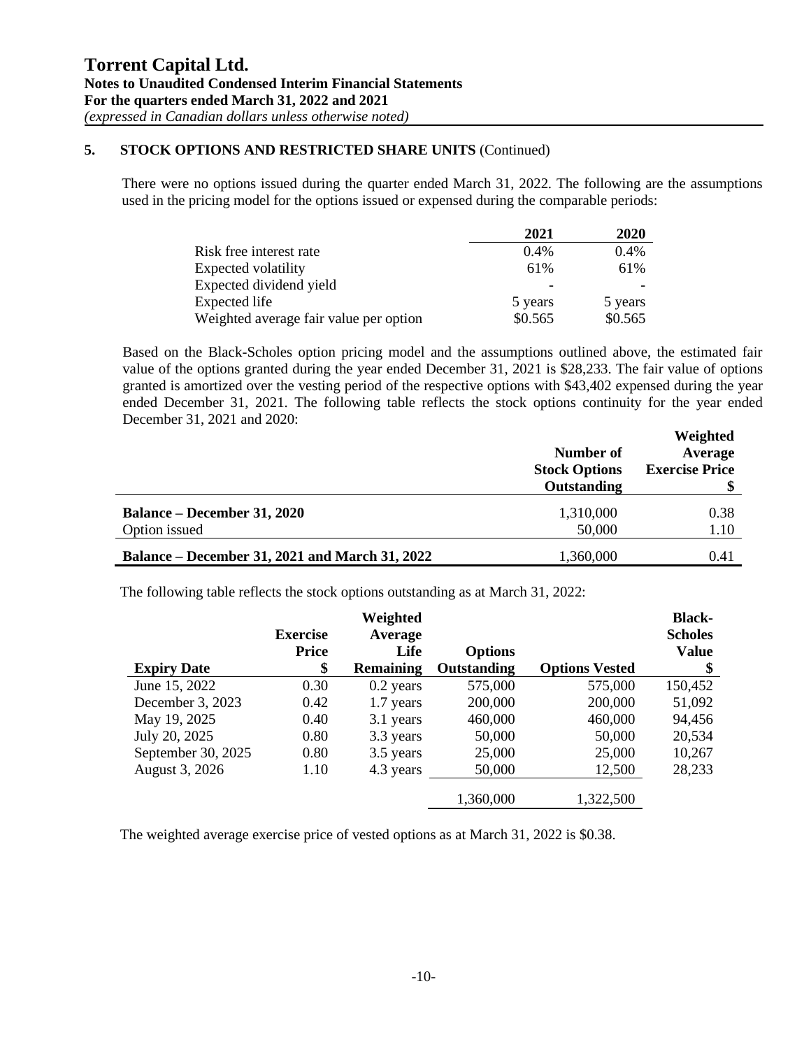## 5. STOCK OPTIONS AND RESTRICTED SHARE UNITS (Continued)

There were no options issued during the quarter ended March 31, 2022. The following are the assumptions used in the pricing model for the options issued or expensed during the comparable periods:

| | 2021 | 2020 |
|---|---|---|
| Risk free interest rate | 0.4% | 0.4% |
| Expected volatility | 61% | 61% |
| Expected dividend yield | - | - |
| Expected life | 5 years | 5 years |
| Weighted average fair value per option | \$0.565 | \$0.565 |

Based on the Black-Scholes option pricing model and the assumptions outlined above, the estimated fair value of the options granted during the year ended December 31, 2021 is \$28,233. The fair value of options granted is amortized over the vesting period of the respective options with \$43,402 expensed during the year ended December 31, 2021. The following table reflects the stock options continuity for the year ended December 31, 2021 and 2020:

| | Number of Stock Options Outstanding | Weighted Average Exercise Price \$ |
|---|---|---|
| **Balance – December 31, 2020** | 1,310,000 | 0.38 |
| Option issued | 50,000 | 1.10 |
| **Balance – December 31, 2021 and March 31, 2022** | 1,360,000 | 0.41 |

The following table reflects the stock options outstanding as at March 31, 2022:

| Expiry Date | Exercise Price \$ | Weighted Average Life Remaining | Options Outstanding | Options Vested | Black-Scholes Value \$ |
|---|---|---|---|---|---|
| June 15, 2022 | 0.30 | 0.2 years | 575,000 | 575,000 | 150,452 |
| December 3, 2023 | 0.42 | 1.7 years | 200,000 | 200,000 | 51,092 |
| May 19, 2025 | 0.40 | 3.1 years | 460,000 | 460,000 | 94,456 |
| July 20, 2025 | 0.80 | 3.3 years | 50,000 | 50,000 | 20,534 |
| September 30, 2025 | 0.80 | 3.5 years | 25,000 | 25,000 | 10,267 |
| August 3, 2026 | 1.10 | 4.3 years | 50,000 | 12,500 | 28,233 |
| | | | 1,360,000 | 1,322,500 | |

The weighted average exercise price of vested options as at March 31, 2022 is \$0.38.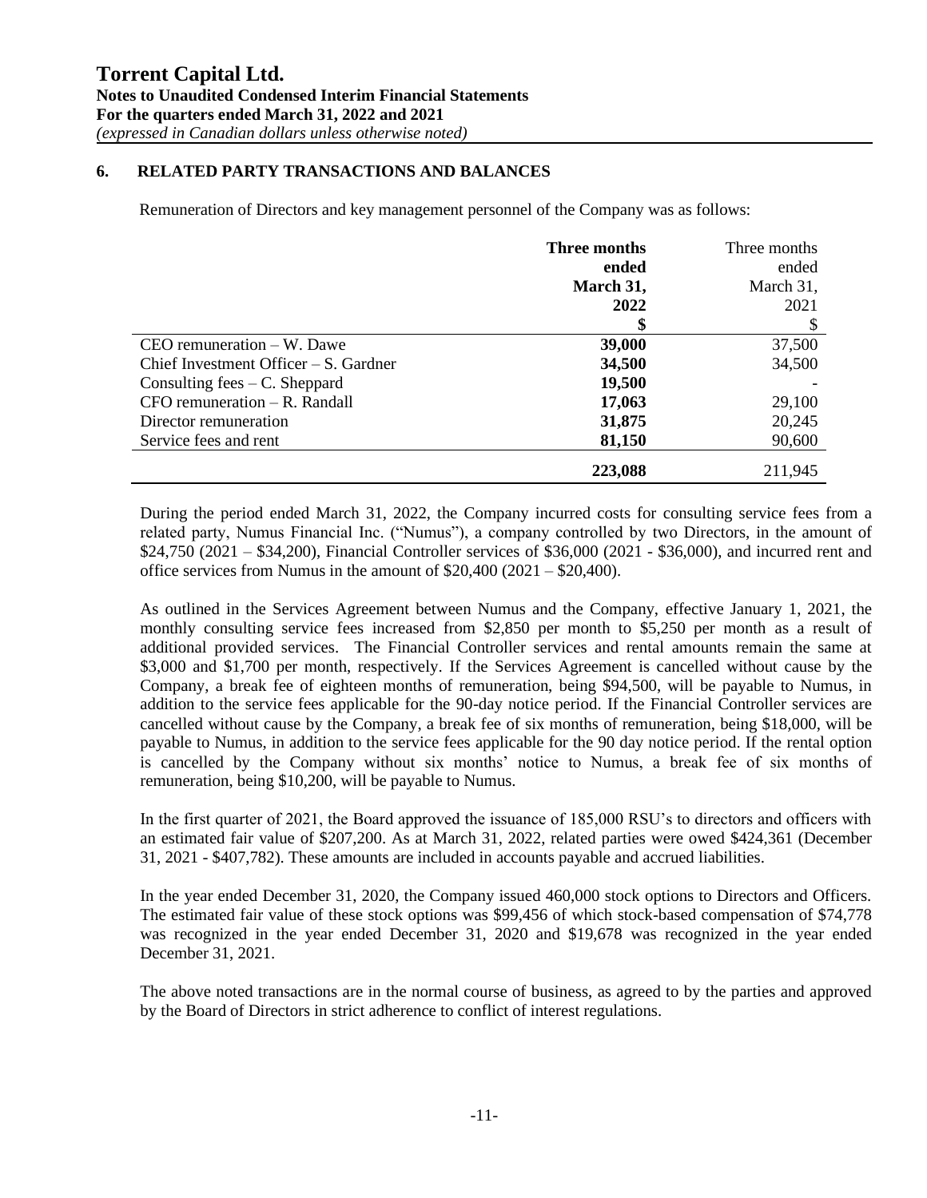## 6. RELATED PARTY TRANSACTIONS AND BALANCES

Remuneration of Directors and key management personnel of the Company was as follows:

| | **Three months ended March 31, 2022** | Three months ended March 31, 2021 |
|---|---|---|
| | **$** | $ |
| CEO remuneration – W. Dawe | **39,000** | 37,500 |
| Chief Investment Officer – S. Gardner | **34,500** | 34,500 |
| Consulting fees – C. Sheppard | **19,500** | - |
| CFO remuneration – R. Randall | **17,063** | 29,100 |
| Director remuneration | **31,875** | 20,245 |
| Service fees and rent | **81,150** | 90,600 |
| | **223,088** | 211,945 |

During the period ended March 31, 2022, the Company incurred costs for consulting service fees from a related party, Numus Financial Inc. ("Numus"), a company controlled by two Directors, in the amount of \$24,750 (2021 – \$34,200), Financial Controller services of \$36,000 (2021 - \$36,000), and incurred rent and office services from Numus in the amount of \$20,400 (2021 – \$20,400).

As outlined in the Services Agreement between Numus and the Company, effective January 1, 2021, the monthly consulting service fees increased from \$2,850 per month to \$5,250 per month as a result of additional provided services. The Financial Controller services and rental amounts remain the same at \$3,000 and \$1,700 per month, respectively. If the Services Agreement is cancelled without cause by the Company, a break fee of eighteen months of remuneration, being \$94,500, will be payable to Numus, in addition to the service fees applicable for the 90-day notice period. If the Financial Controller services are cancelled without cause by the Company, a break fee of six months of remuneration, being \$18,000, will be payable to Numus, in addition to the service fees applicable for the 90 day notice period. If the rental option is cancelled by the Company without six months' notice to Numus, a break fee of six months of remuneration, being \$10,200, will be payable to Numus.

In the first quarter of 2021, the Board approved the issuance of 185,000 RSU's to directors and officers with an estimated fair value of \$207,200. As at March 31, 2022, related parties were owed \$424,361 (December 31, 2021 - \$407,782). These amounts are included in accounts payable and accrued liabilities.

In the year ended December 31, 2020, the Company issued 460,000 stock options to Directors and Officers. The estimated fair value of these stock options was \$99,456 of which stock-based compensation of \$74,778 was recognized in the year ended December 31, 2020 and \$19,678 was recognized in the year ended December 31, 2021.

The above noted transactions are in the normal course of business, as agreed to by the parties and approved by the Board of Directors in strict adherence to conflict of interest regulations.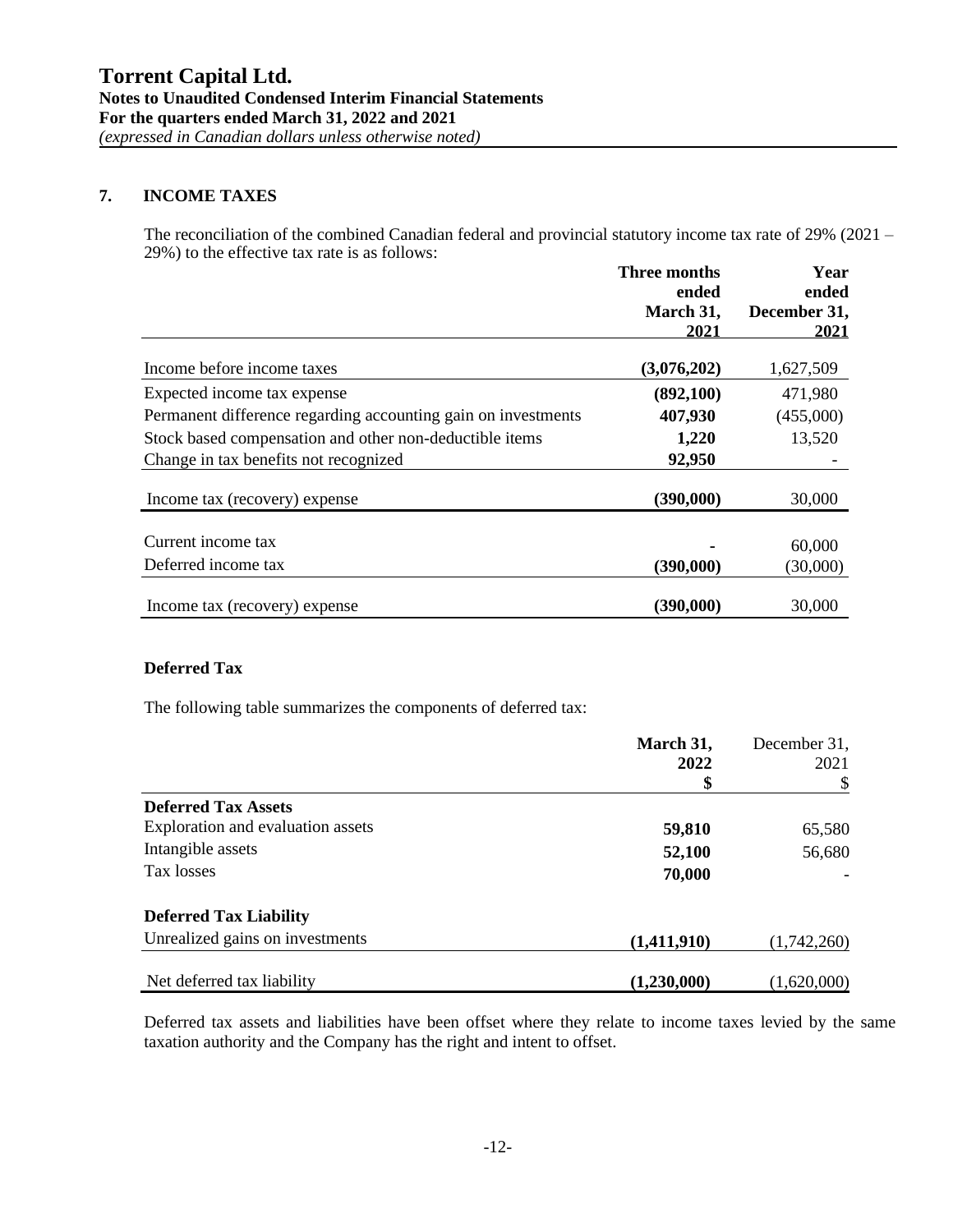## 7. INCOME TAXES

The reconciliation of the combined Canadian federal and provincial statutory income tax rate of 29% (2021 – 29%) to the effective tax rate is as follows:

| | **Three months ended March 31, 2021** | **Year ended December 31, 2021** |
|---|---|---|
| Income before income taxes | **(3,076,202)** | 1,627,509 |
| Expected income tax expense | **(892,100)** | 471,980 |
| Permanent difference regarding accounting gain on investments | **407,930** | (455,000) |
| Stock based compensation and other non-deductible items | **1,220** | 13,520 |
| Change in tax benefits not recognized | **92,950** | - |
| Income tax (recovery) expense | **(390,000)** | 30,000 |
| Current income tax | **-** | 60,000 |
| Deferred income tax | **(390,000)** | (30,000) |
| Income tax (recovery) expense | **(390,000)** | 30,000 |

### Deferred Tax

The following table summarizes the components of deferred tax:

| | **March 31, 2022 $** | December 31, 2021 $ |
|---|---|---|
| **Deferred Tax Assets** | | |
| Exploration and evaluation assets | **59,810** | 65,580 |
| Intangible assets | **52,100** | 56,680 |
| Tax losses | **70,000** | - |
| **Deferred Tax Liability** | | |
| Unrealized gains on investments | **(1,411,910)** | (1,742,260) |
| Net deferred tax liability | **(1,230,000)** | (1,620,000) |

Deferred tax assets and liabilities have been offset where they relate to income taxes levied by the same taxation authority and the Company has the right and intent to offset.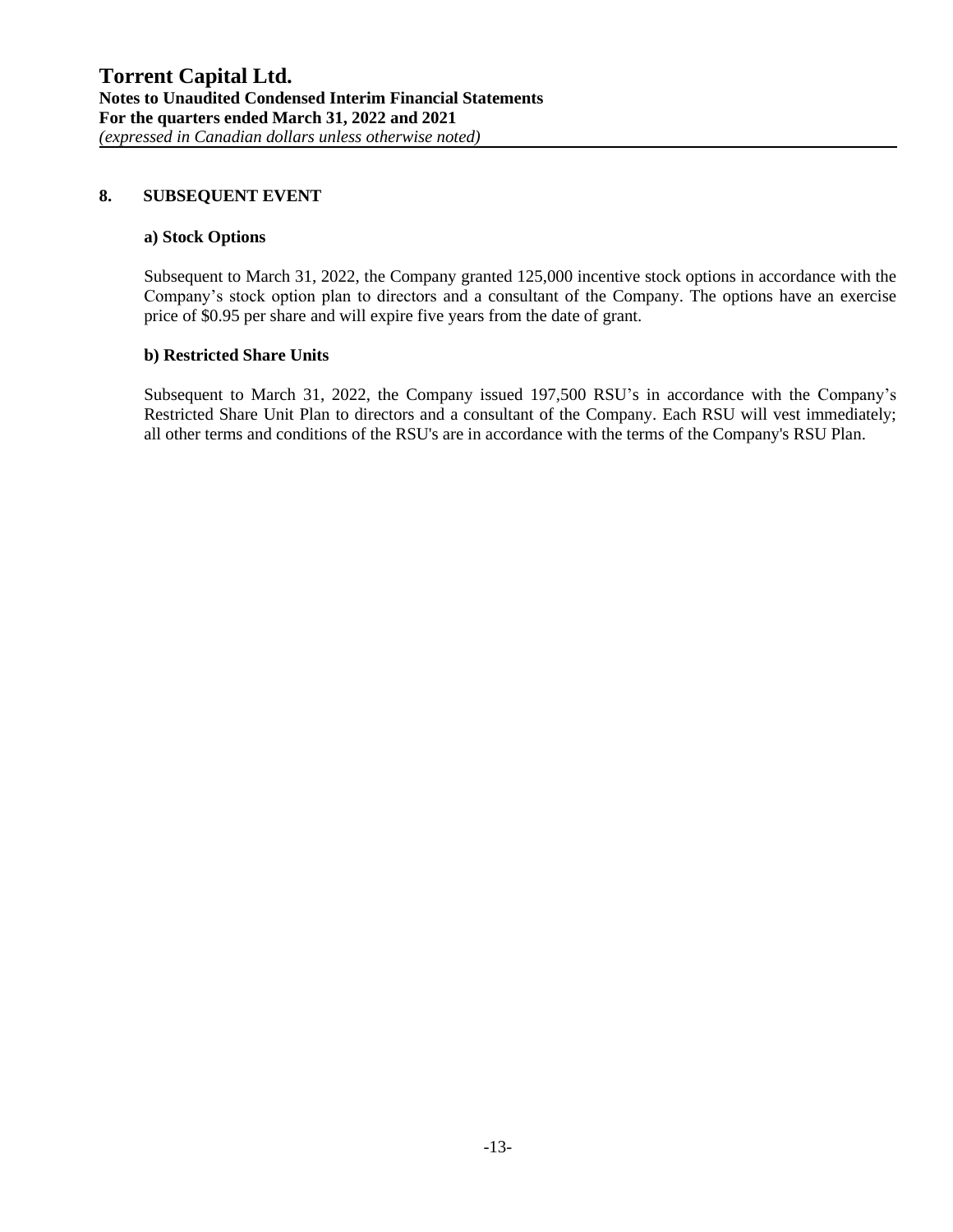## 8. SUBSEQUENT EVENT

### a) Stock Options

Subsequent to March 31, 2022, the Company granted 125,000 incentive stock options in accordance with the Company's stock option plan to directors and a consultant of the Company. The options have an exercise price of $0.95 per share and will expire five years from the date of grant.

### b) Restricted Share Units

Subsequent to March 31, 2022, the Company issued 197,500 RSU's in accordance with the Company's Restricted Share Unit Plan to directors and a consultant of the Company. Each RSU will vest immediately; all other terms and conditions of the RSU's are in accordance with the terms of the Company's RSU Plan.